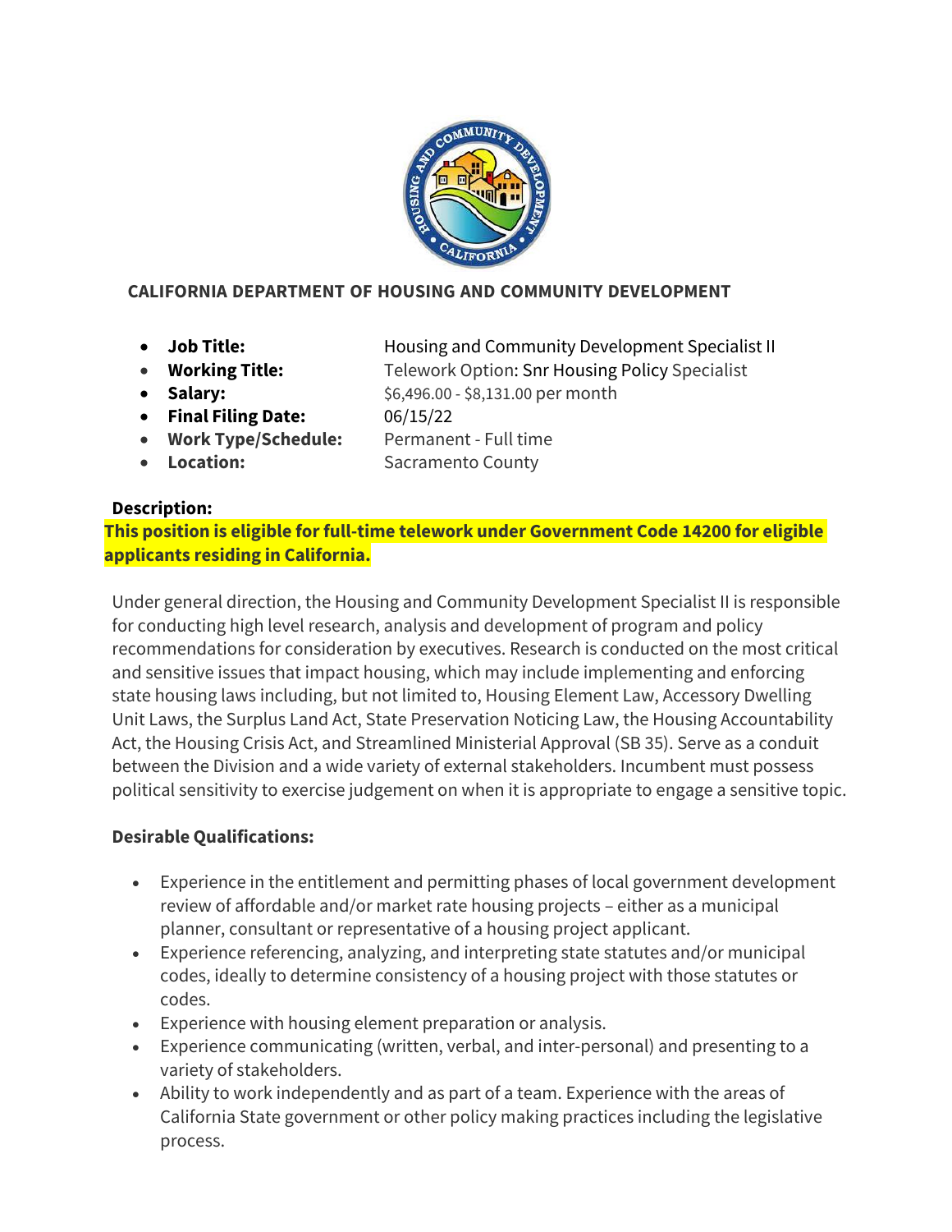**CALIFORNIA DEPARTMENT OF HOUSING AND COMMUNITY DEVELOPMENT**

- **Job Title:** Housing and Community Development Specialist II
- **Working Title:** Telework Option: Snr Housing Policy Specialist
- **Salary:** $6,496.00 - $8,131.00 per month
- **Final Filing Date:** 06/15/22
- **Work Type/Schedule:** Permanent - Full time
- **Location:** Sacramento County

**Description:**

**This position is eligible for full-time telework under Government Code 14200 for eligible applicants residing in California.**

Under general direction, the Housing and Community Development Specialist II is responsible for conducting high level research, analysis and development of program and policy recommendations for consideration by executives. Research is conducted on the most critical and sensitive issues that impact housing, which may include implementing and enforcing state housing laws including, but not limited to, Housing Element Law, Accessory Dwelling Unit Laws, the Surplus Land Act, State Preservation Noticing Law, the Housing Accountability Act, the Housing Crisis Act, and Streamlined Ministerial Approval (SB 35). Serve as a conduit between the Division and a wide variety of external stakeholders. Incumbent must possess political sensitivity to exercise judgement on when it is appropriate to engage a sensitive topic.

**Desirable Qualifications:**

- Experience in the entitlement and permitting phases of local government development review of affordable and/or market rate housing projects – either as a municipal planner, consultant or representative of a housing project applicant.
- Experience referencing, analyzing, and interpreting state statutes and/or municipal codes, ideally to determine consistency of a housing project with those statutes or codes.
- Experience with housing element preparation or analysis.
- Experience communicating (written, verbal, and inter-personal) and presenting to a variety of stakeholders.
- Ability to work independently and as part of a team. Experience with the areas of California State government or other policy making practices including the legislative process.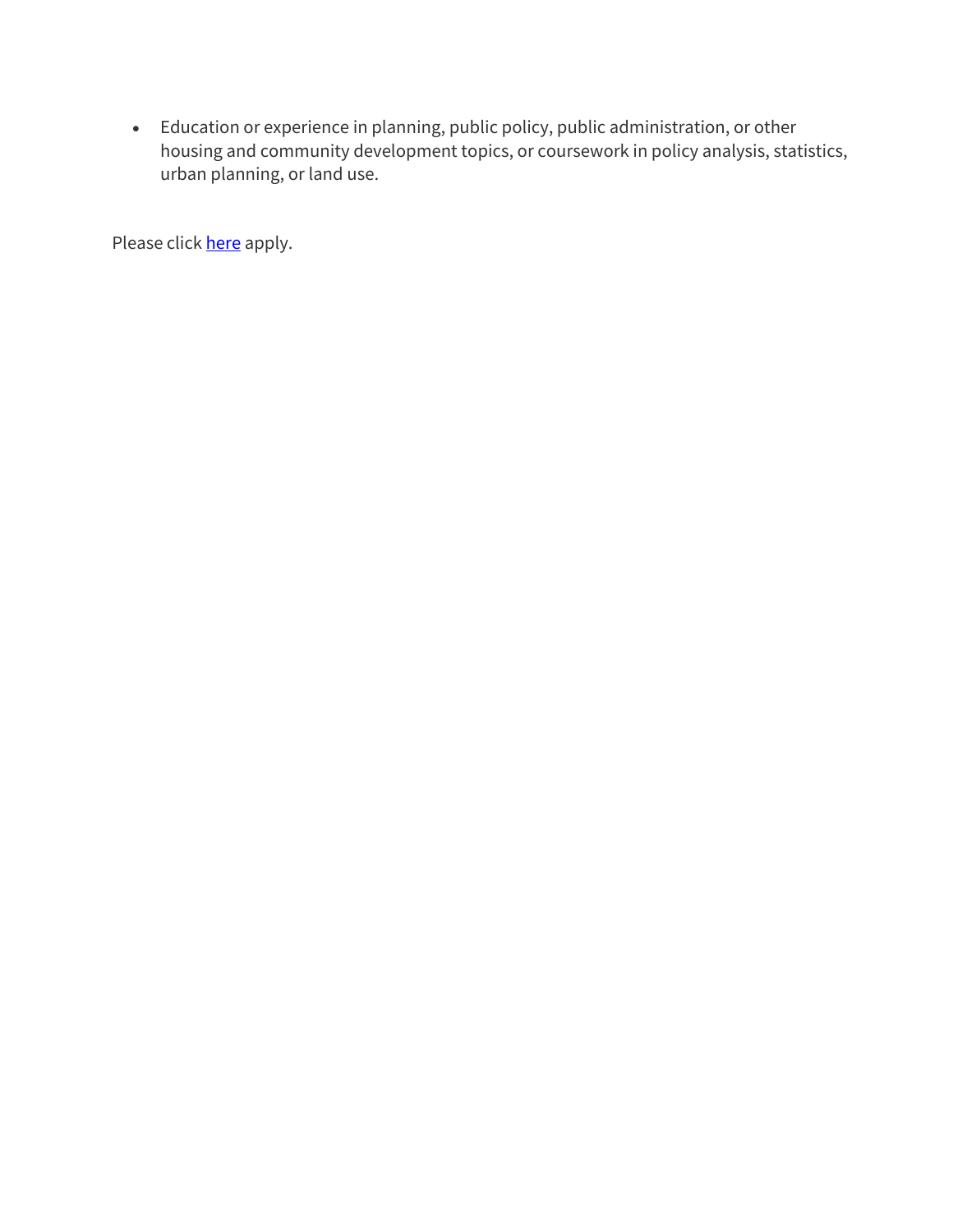- Education or experience in planning, public policy, public administration, or other housing and community development topics, or coursework in policy analysis, statistics, urban planning, or land use.

Please click here apply.